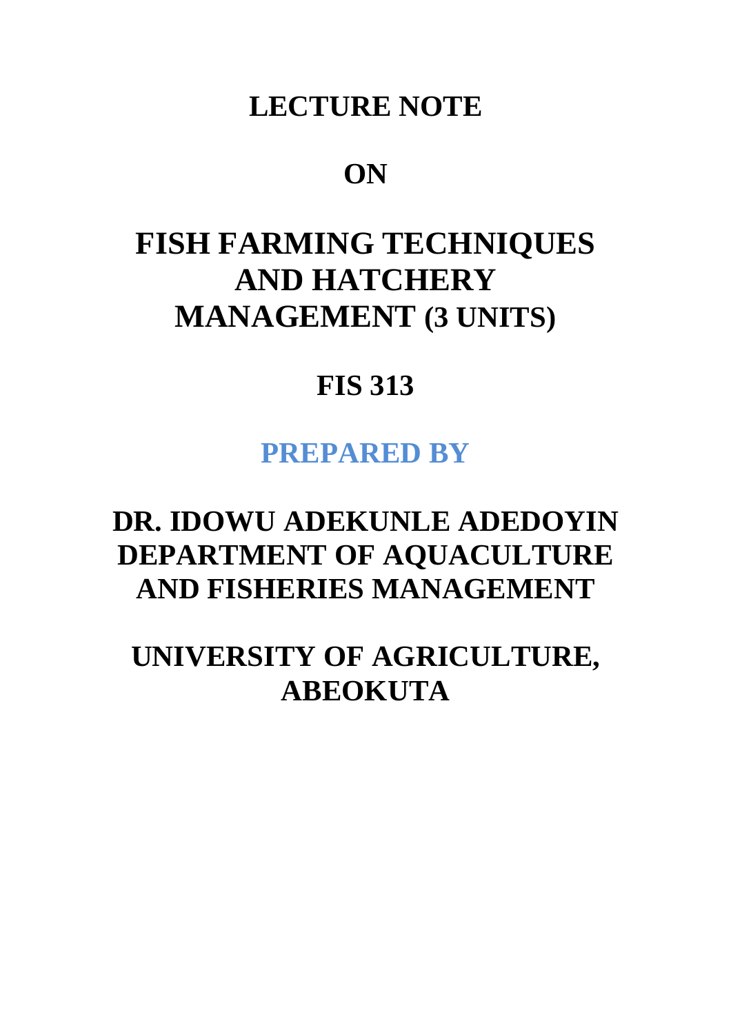# LECTURE NOTE

# ON

# FISH FARMING TECHNIQUES AND HATCHERY MANAGEMENT (3 UNITS)

# FIS 313

## PREPARED BY

## DR. IDOWU ADEKUNLE ADEDOYIN
## DEPARTMENT OF AQUACULTURE AND FISHERIES MANAGEMENT

## UNIVERSITY OF AGRICULTURE, ABEOKUTA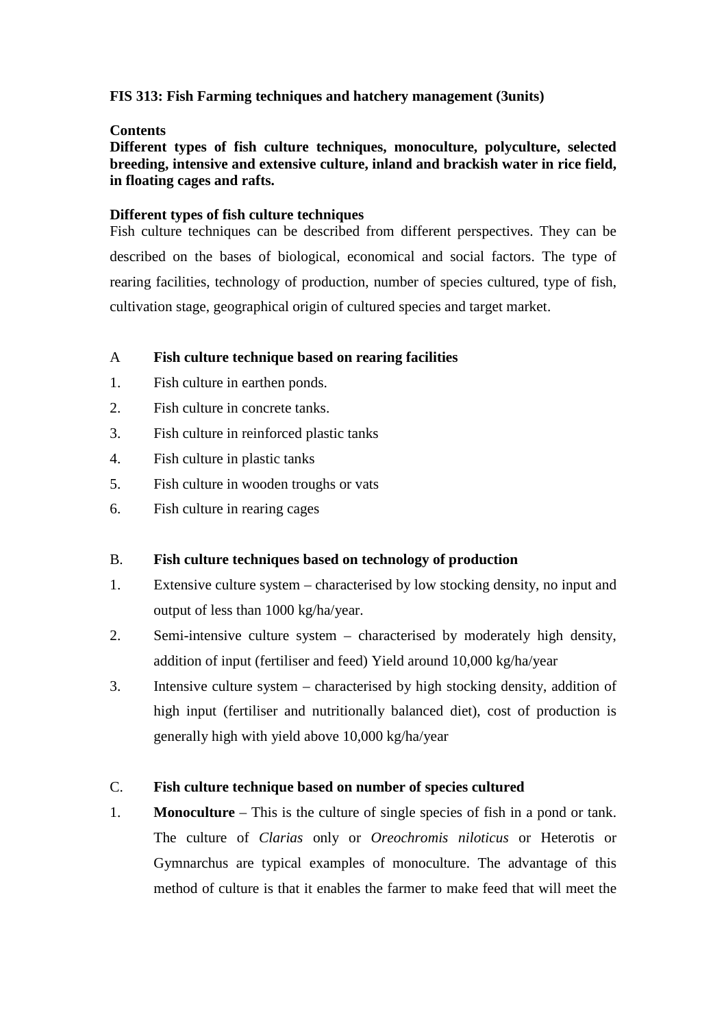**FIS 313: Fish Farming techniques and hatchery management (3units)**

**Contents**

**Different types of fish culture techniques, monoculture, polyculture, selected breeding, intensive and extensive culture, inland and brackish water in rice field, in floating cages and rafts.**

**Different types of fish culture techniques**

Fish culture techniques can be described from different perspectives. They can be described on the bases of biological, economical and social factors. The type of rearing facilities, technology of production, number of species cultured, type of fish, cultivation stage, geographical origin of cultured species and target market.

A **Fish culture technique based on rearing facilities**

1. Fish culture in earthen ponds.
2. Fish culture in concrete tanks.
3. Fish culture in reinforced plastic tanks
4. Fish culture in plastic tanks
5. Fish culture in wooden troughs or vats
6. Fish culture in rearing cages

B. **Fish culture techniques based on technology of production**

1. Extensive culture system – characterised by low stocking density, no input and output of less than 1000 kg/ha/year.
2. Semi-intensive culture system – characterised by moderately high density, addition of input (fertiliser and feed) Yield around 10,000 kg/ha/year
3. Intensive culture system – characterised by high stocking density, addition of high input (fertiliser and nutritionally balanced diet), cost of production is generally high with yield above 10,000 kg/ha/year

C. **Fish culture technique based on number of species cultured**

1. **Monoculture** – This is the culture of single species of fish in a pond or tank. The culture of *Clarias* only or *Oreochromis niloticus* or Heterotis or Gymnarchus are typical examples of monoculture. The advantage of this method of culture is that it enables the farmer to make feed that will meet the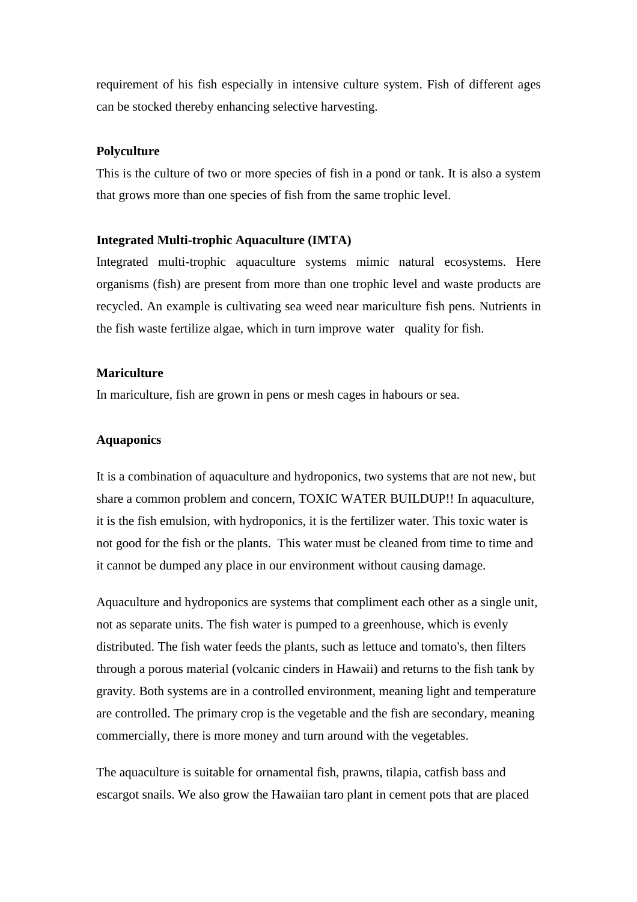requirement of his fish especially in intensive culture system. Fish of different ages can be stocked thereby enhancing selective harvesting.

**Polyculture**

This is the culture of two or more species of fish in a pond or tank. It is also a system that grows more than one species of fish from the same trophic level.

**Integrated Multi-trophic Aquaculture (IMTA)**

Integrated multi-trophic aquaculture systems mimic natural ecosystems. Here organisms (fish) are present from more than one trophic level and waste products are recycled. An example is cultivating sea weed near mariculture fish pens. Nutrients in the fish waste fertilize algae, which in turn improve water quality for fish.

**Mariculture**

In mariculture, fish are grown in pens or mesh cages in habours or sea.

**Aquaponics**

It is a combination of aquaculture and hydroponics, two systems that are not new, but share a common problem and concern, TOXIC WATER BUILDUP!! In aquaculture, it is the fish emulsion, with hydroponics, it is the fertilizer water. This toxic water is not good for the fish or the plants. This water must be cleaned from time to time and it cannot be dumped any place in our environment without causing damage.

Aquaculture and hydroponics are systems that compliment each other as a single unit, not as separate units. The fish water is pumped to a greenhouse, which is evenly distributed. The fish water feeds the plants, such as lettuce and tomato's, then filters through a porous material (volcanic cinders in Hawaii) and returns to the fish tank by gravity. Both systems are in a controlled environment, meaning light and temperature are controlled. The primary crop is the vegetable and the fish are secondary, meaning commercially, there is more money and turn around with the vegetables.

The aquaculture is suitable for ornamental fish, prawns, tilapia, catfish bass and escargot snails. We also grow the Hawaiian taro plant in cement pots that are placed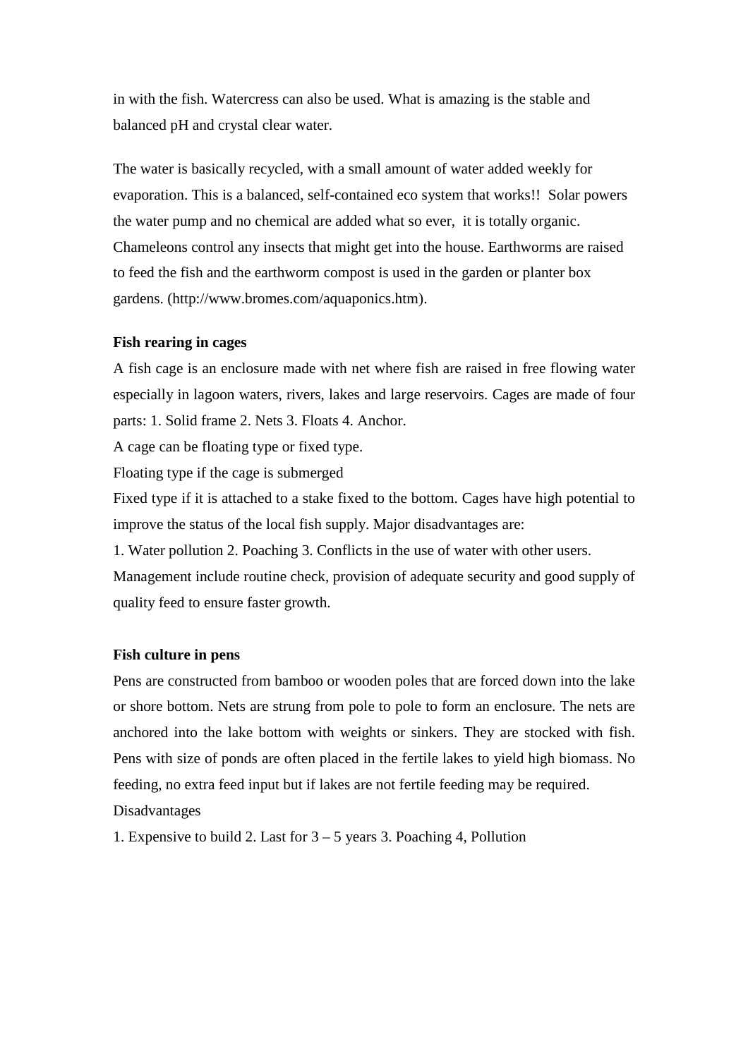in with the fish. Watercress can also be used. What is amazing is the stable and balanced pH and crystal clear water.

The water is basically recycled, with a small amount of water added weekly for evaporation. This is a balanced, self-contained eco system that works!! Solar powers the water pump and no chemical are added what so ever, it is totally organic. Chameleons control any insects that might get into the house. Earthworms are raised to feed the fish and the earthworm compost is used in the garden or planter box gardens. (http://www.bromes.com/aquaponics.htm).

**Fish rearing in cages**

A fish cage is an enclosure made with net where fish are raised in free flowing water especially in lagoon waters, rivers, lakes and large reservoirs. Cages are made of four parts: 1. Solid frame 2. Nets 3. Floats 4. Anchor.

A cage can be floating type or fixed type.

Floating type if the cage is submerged

Fixed type if it is attached to a stake fixed to the bottom. Cages have high potential to improve the status of the local fish supply. Major disadvantages are:

1. Water pollution 2. Poaching 3. Conflicts in the use of water with other users.

Management include routine check, provision of adequate security and good supply of quality feed to ensure faster growth.

**Fish culture in pens**

Pens are constructed from bamboo or wooden poles that are forced down into the lake or shore bottom. Nets are strung from pole to pole to form an enclosure. The nets are anchored into the lake bottom with weights or sinkers. They are stocked with fish. Pens with size of ponds are often placed in the fertile lakes to yield high biomass. No feeding, no extra feed input but if lakes are not fertile feeding may be required.

Disadvantages

1. Expensive to build 2. Last for 3 – 5 years 3. Poaching 4, Pollution